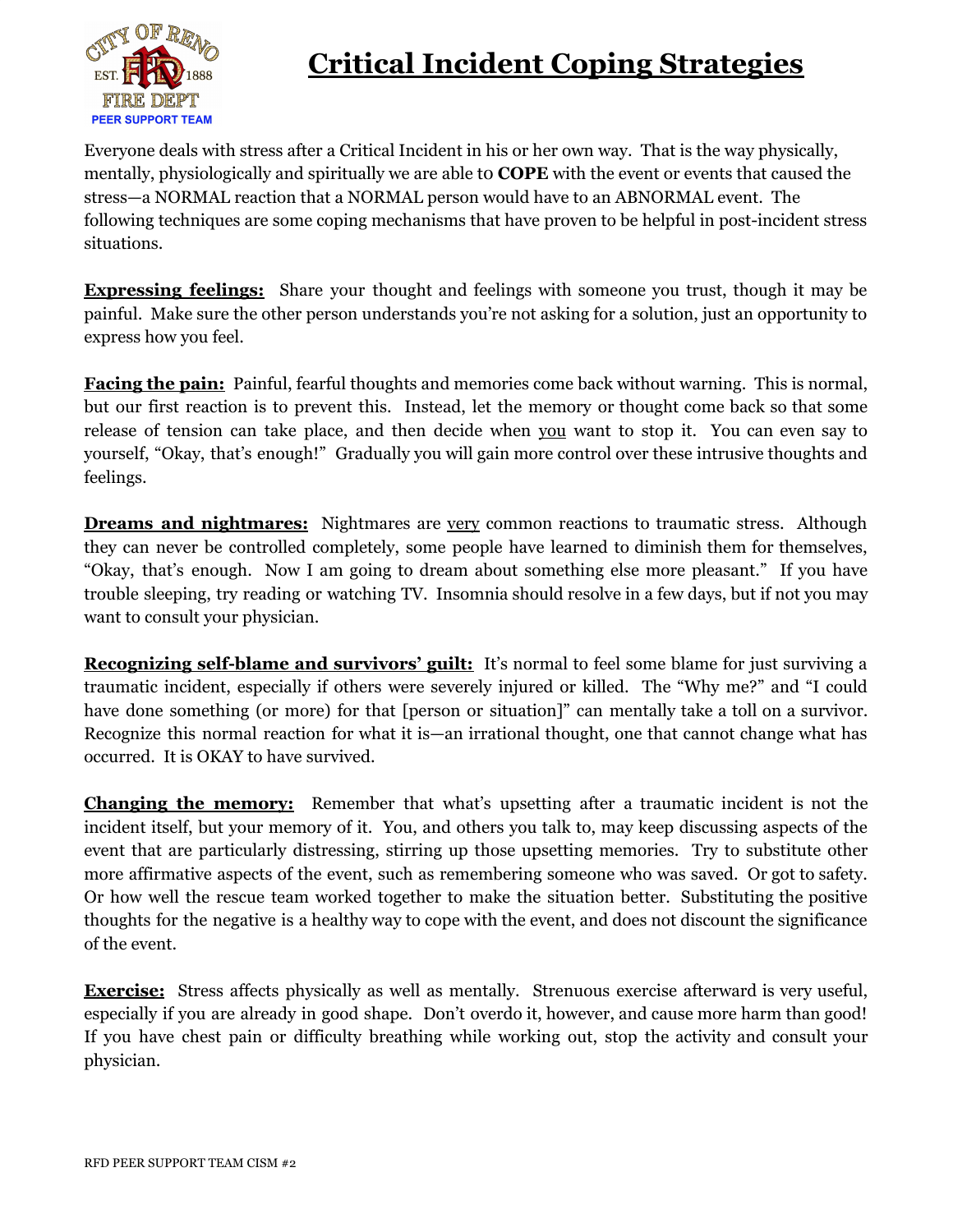# Critical Incident Coping Strategies

Everyone deals with stress after a Critical Incident in his or her own way. That is the way physically, mentally, physiologically and spiritually we are able to **COPE** with the event or events that caused the stress—a NORMAL reaction that a NORMAL person would have to an ABNORMAL event. The following techniques are some coping mechanisms that have proven to be helpful in post-incident stress situations.

**Expressing feelings:** Share your thought and feelings with someone you trust, though it may be painful. Make sure the other person understands you're not asking for a solution, just an opportunity to express how you feel.

**Facing the pain:** Painful, fearful thoughts and memories come back without warning. This is normal, but our first reaction is to prevent this. Instead, let the memory or thought come back so that some release of tension can take place, and then decide when you want to stop it. You can even say to yourself, "Okay, that's enough!" Gradually you will gain more control over these intrusive thoughts and feelings.

**Dreams and nightmares:** Nightmares are very common reactions to traumatic stress. Although they can never be controlled completely, some people have learned to diminish them for themselves, "Okay, that's enough. Now I am going to dream about something else more pleasant." If you have trouble sleeping, try reading or watching TV. Insomnia should resolve in a few days, but if not you may want to consult your physician.

**Recognizing self-blame and survivors' guilt:** It's normal to feel some blame for just surviving a traumatic incident, especially if others were severely injured or killed. The "Why me?" and "I could have done something (or more) for that [person or situation]" can mentally take a toll on a survivor. Recognize this normal reaction for what it is—an irrational thought, one that cannot change what has occurred. It is OKAY to have survived.

**Changing the memory:** Remember that what's upsetting after a traumatic incident is not the incident itself, but your memory of it. You, and others you talk to, may keep discussing aspects of the event that are particularly distressing, stirring up those upsetting memories. Try to substitute other more affirmative aspects of the event, such as remembering someone who was saved. Or got to safety. Or how well the rescue team worked together to make the situation better. Substituting the positive thoughts for the negative is a healthy way to cope with the event, and does not discount the significance of the event.

**Exercise:** Stress affects physically as well as mentally. Strenuous exercise afterward is very useful, especially if you are already in good shape. Don't overdo it, however, and cause more harm than good! If you have chest pain or difficulty breathing while working out, stop the activity and consult your physician.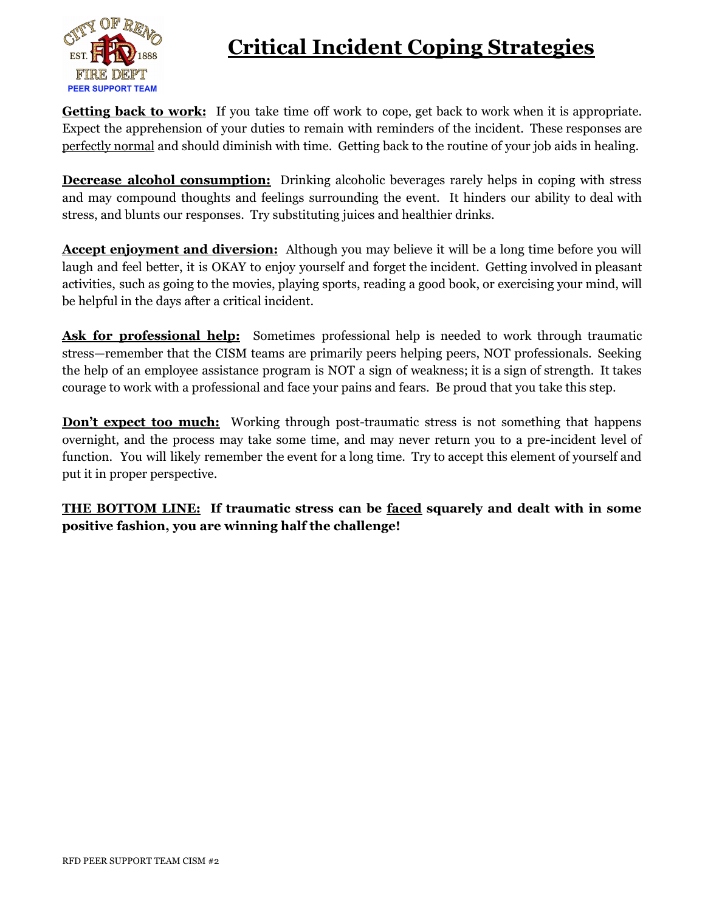# Critical Incident Coping Strategies

**Getting back to work:** If you take time off work to cope, get back to work when it is appropriate. Expect the apprehension of your duties to remain with reminders of the incident. These responses are perfectly normal and should diminish with time. Getting back to the routine of your job aids in healing.

**Decrease alcohol consumption:** Drinking alcoholic beverages rarely helps in coping with stress and may compound thoughts and feelings surrounding the event. It hinders our ability to deal with stress, and blunts our responses. Try substituting juices and healthier drinks.

**Accept enjoyment and diversion:** Although you may believe it will be a long time before you will laugh and feel better, it is OKAY to enjoy yourself and forget the incident. Getting involved in pleasant activities, such as going to the movies, playing sports, reading a good book, or exercising your mind, will be helpful in the days after a critical incident.

**Ask for professional help:** Sometimes professional help is needed to work through traumatic stress—remember that the CISM teams are primarily peers helping peers, NOT professionals. Seeking the help of an employee assistance program is NOT a sign of weakness; it is a sign of strength. It takes courage to work with a professional and face your pains and fears. Be proud that you take this step.

**Don't expect too much:** Working through post-traumatic stress is not something that happens overnight, and the process may take some time, and may never return you to a pre-incident level of function. You will likely remember the event for a long time. Try to accept this element of yourself and put it in proper perspective.

**THE BOTTOM LINE: If traumatic stress can be faced squarely and dealt with in some positive fashion, you are winning half the challenge!**